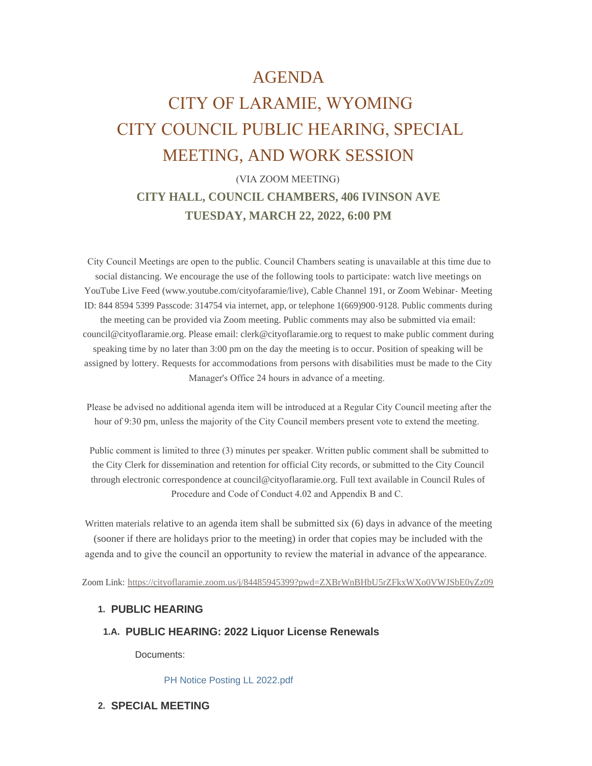# AGENDA

# CITY OF LARAMIE, WYOMING

# CITY COUNCIL PUBLIC HEARING, SPECIAL MEETING, AND WORK SESSION

(VIA ZOOM MEETING)

**CITY HALL, COUNCIL CHAMBERS, 406 IVINSON AVE**

**TUESDAY, MARCH 22, 2022, 6:00 PM**

City Council Meetings are open to the public. Council Chambers seating is unavailable at this time due to social distancing. We encourage the use of the following tools to participate: watch live meetings on YouTube Live Feed (www.youtube.com/cityofaramie/live), Cable Channel 191, or Zoom Webinar- Meeting ID: 844 8594 5399 Passcode: 314754 via internet, app, or telephone 1(669)900-9128. Public comments during the meeting can be provided via Zoom meeting. Public comments may also be submitted via email: council@cityoflaramie.org. Please email: clerk@cityoflaramie.org to request to make public comment during speaking time by no later than 3:00 pm on the day the meeting is to occur. Position of speaking will be assigned by lottery. Requests for accommodations from persons with disabilities must be made to the City Manager's Office 24 hours in advance of a meeting.

Please be advised no additional agenda item will be introduced at a Regular City Council meeting after the hour of 9:30 pm, unless the majority of the City Council members present vote to extend the meeting.

Public comment is limited to three (3) minutes per speaker. Written public comment shall be submitted to the City Clerk for dissemination and retention for official City records, or submitted to the City Council through electronic correspondence at council@cityoflaramie.org. Full text available in Council Rules of Procedure and Code of Conduct 4.02 and Appendix B and C.

Written materials relative to an agenda item shall be submitted six (6) days in advance of the meeting (sooner if there are holidays prior to the meeting) in order that copies may be included with the agenda and to give the council an opportunity to review the material in advance of the appearance.

Zoom Link: https://cityoflaramie.zoom.us/j/84485945399?pwd=ZXBrWnBHbU5rZFkxWXo0VWJSbE0yZz09

## 1. PUBLIC HEARING

### 1.A. PUBLIC HEARING: 2022 Liquor License Renewals

Documents:

PH Notice Posting LL 2022.pdf

## 2. SPECIAL MEETING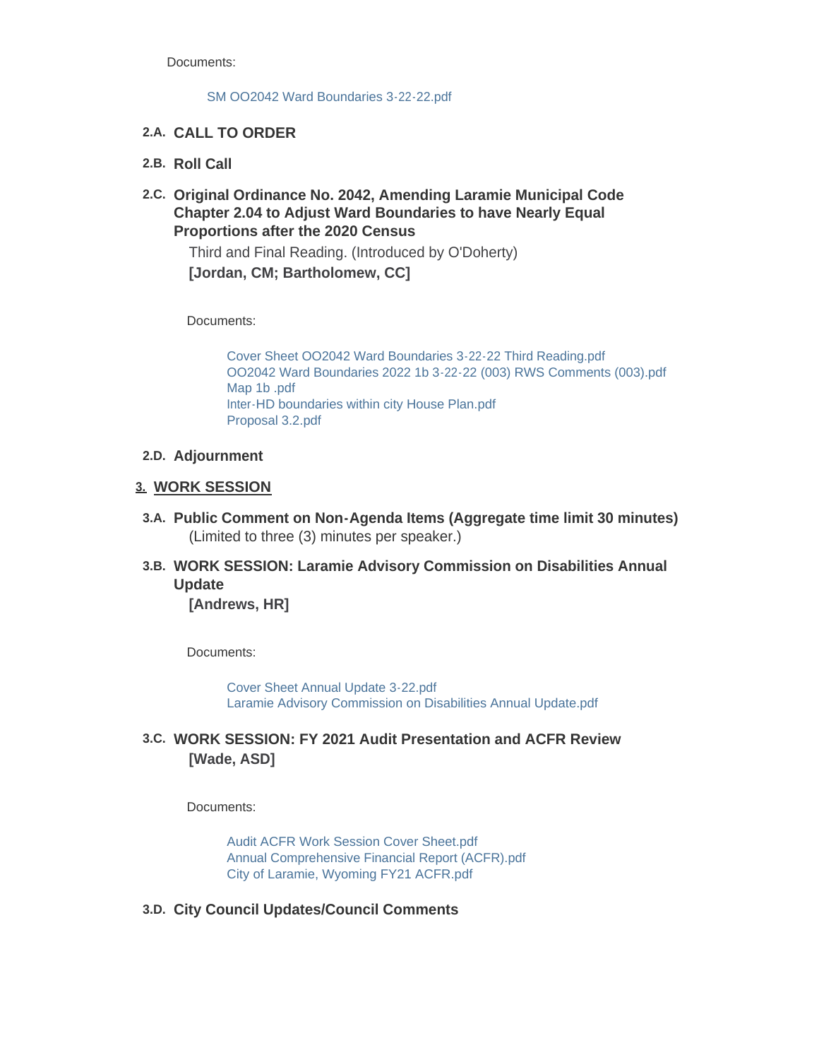Documents:

SM OO2042 Ward Boundaries 3-22-22.pdf

**2.A. CALL TO ORDER**

**2.B. Roll Call**

**2.C. Original Ordinance No. 2042, Amending Laramie Municipal Code Chapter 2.04 to Adjust Ward Boundaries to have Nearly Equal Proportions after the 2020 Census**

Third and Final Reading. (Introduced by O'Doherty)

**[Jordan, CM; Bartholomew, CC]**

Documents:

Cover Sheet OO2042 Ward Boundaries 3-22-22 Third Reading.pdf
OO2042 Ward Boundaries 2022 1b 3-22-22 (003) RWS Comments (003).pdf
Map 1b .pdf
Inter-HD boundaries within city House Plan.pdf
Proposal 3.2.pdf

**2.D. Adjournment**

## 3. WORK SESSION

**3.A. Public Comment on Non-Agenda Items (Aggregate time limit 30 minutes)**

(Limited to three (3) minutes per speaker.)

**3.B. WORK SESSION: Laramie Advisory Commission on Disabilities Annual Update**

**[Andrews, HR]**

Documents:

Cover Sheet Annual Update 3-22.pdf
Laramie Advisory Commission on Disabilities Annual Update.pdf

**3.C. WORK SESSION: FY 2021 Audit Presentation and ACFR Review**

**[Wade, ASD]**

Documents:

Audit ACFR Work Session Cover Sheet.pdf
Annual Comprehensive Financial Report (ACFR).pdf
City of Laramie, Wyoming FY21 ACFR.pdf

**3.D. City Council Updates/Council Comments**